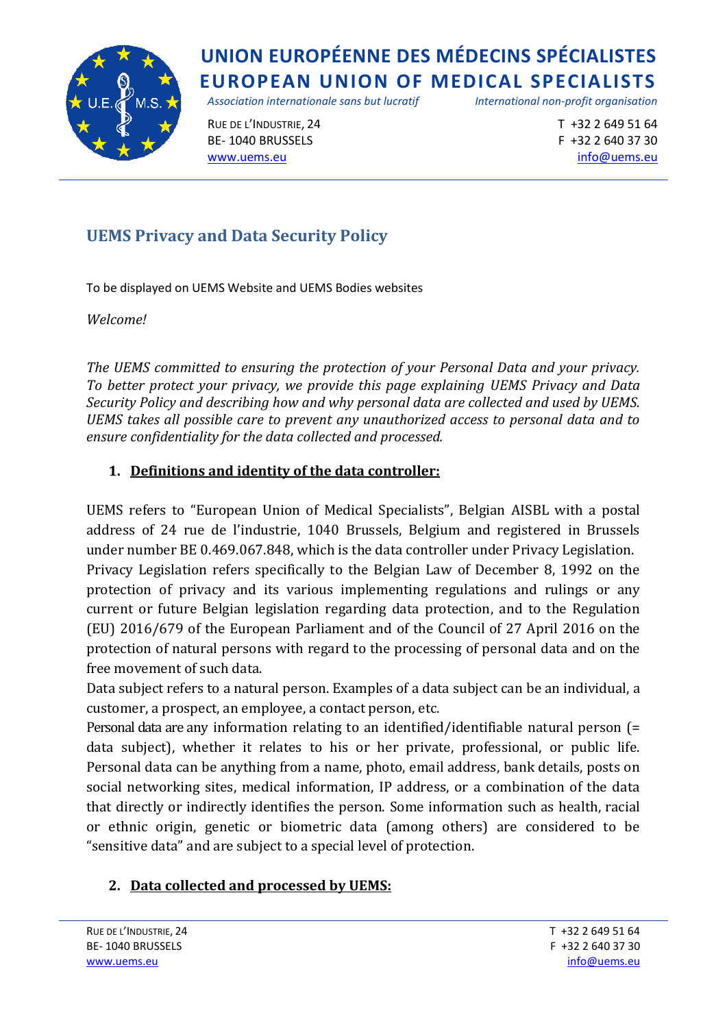# UNION EUROPÉENNE DES MÉDECINS SPÉCIALISTES
# EUROPEAN UNION OF MEDICAL SPECIALISTS

*Association internationale sans but lucratif* — *International non-profit organisation*

RUE DE L'INDUSTRIE, 24
BE- 1040 BRUSSELS
www.uems.eu

T +32 2 649 51 64
F +32 2 640 37 30
info@uems.eu

## UEMS Privacy and Data Security Policy

To be displayed on UEMS Website and UEMS Bodies websites

*Welcome!*

*The UEMS committed to ensuring the protection of your Personal Data and your privacy. To better protect your privacy, we provide this page explaining UEMS Privacy and Data Security Policy and describing how and why personal data are collected and used by UEMS. UEMS takes all possible care to prevent any unauthorized access to personal data and to ensure confidentiality for the data collected and processed.*

### 1. Definitions and identity of the data controller:

UEMS refers to "European Union of Medical Specialists", Belgian AISBL with a postal address of 24 rue de l'industrie, 1040 Brussels, Belgium and registered in Brussels under number BE 0.469.067.848, which is the data controller under Privacy Legislation.

Privacy Legislation refers specifically to the Belgian Law of December 8, 1992 on the protection of privacy and its various implementing regulations and rulings or any current or future Belgian legislation regarding data protection, and to the Regulation (EU) 2016/679 of the European Parliament and of the Council of 27 April 2016 on the protection of natural persons with regard to the processing of personal data and on the free movement of such data.

Data subject refers to a natural person. Examples of a data subject can be an individual, a customer, a prospect, an employee, a contact person, etc.

Personal data are any information relating to an identified/identifiable natural person (= data subject), whether it relates to his or her private, professional, or public life. Personal data can be anything from a name, photo, email address, bank details, posts on social networking sites, medical information, IP address, or a combination of the data that directly or indirectly identifies the person. Some information such as health, racial or ethnic origin, genetic or biometric data (among others) are considered to be "sensitive data" and are subject to a special level of protection.

### 2. Data collected and processed by UEMS: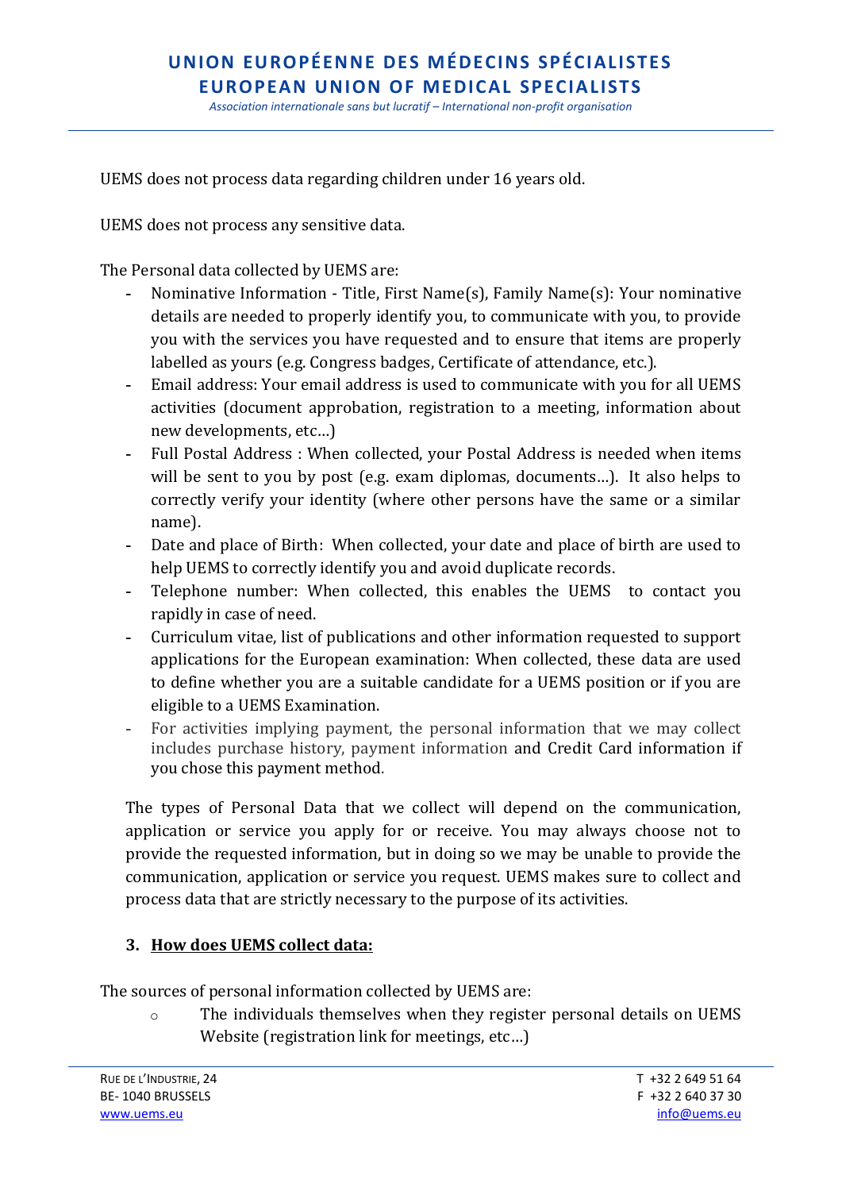UEMS does not process data regarding children under 16 years old.

UEMS does not process any sensitive data.

The Personal data collected by UEMS are:

- Nominative Information - Title, First Name(s), Family Name(s): Your nominative details are needed to properly identify you, to communicate with you, to provide you with the services you have requested and to ensure that items are properly labelled as yours (e.g. Congress badges, Certificate of attendance, etc.).
- Email address: Your email address is used to communicate with you for all UEMS activities (document approbation, registration to a meeting, information about new developments, etc…)
- Full Postal Address : When collected, your Postal Address is needed when items will be sent to you by post (e.g. exam diplomas, documents…). It also helps to correctly verify your identity (where other persons have the same or a similar name).
- Date and place of Birth: When collected, your date and place of birth are used to help UEMS to correctly identify you and avoid duplicate records.
- Telephone number: When collected, this enables the UEMS to contact you rapidly in case of need.
- Curriculum vitae, list of publications and other information requested to support applications for the European examination: When collected, these data are used to define whether you are a suitable candidate for a UEMS position or if you are eligible to a UEMS Examination.
- For activities implying payment, the personal information that we may collect includes purchase history, payment information and Credit Card information if you chose this payment method.

The types of Personal Data that we collect will depend on the communication, application or service you apply for or receive. You may always choose not to provide the requested information, but in doing so we may be unable to provide the communication, application or service you request. UEMS makes sure to collect and process data that are strictly necessary to the purpose of its activities.

### 3. How does UEMS collect data:

The sources of personal information collected by UEMS are:

- The individuals themselves when they register personal details on UEMS Website (registration link for meetings, etc…)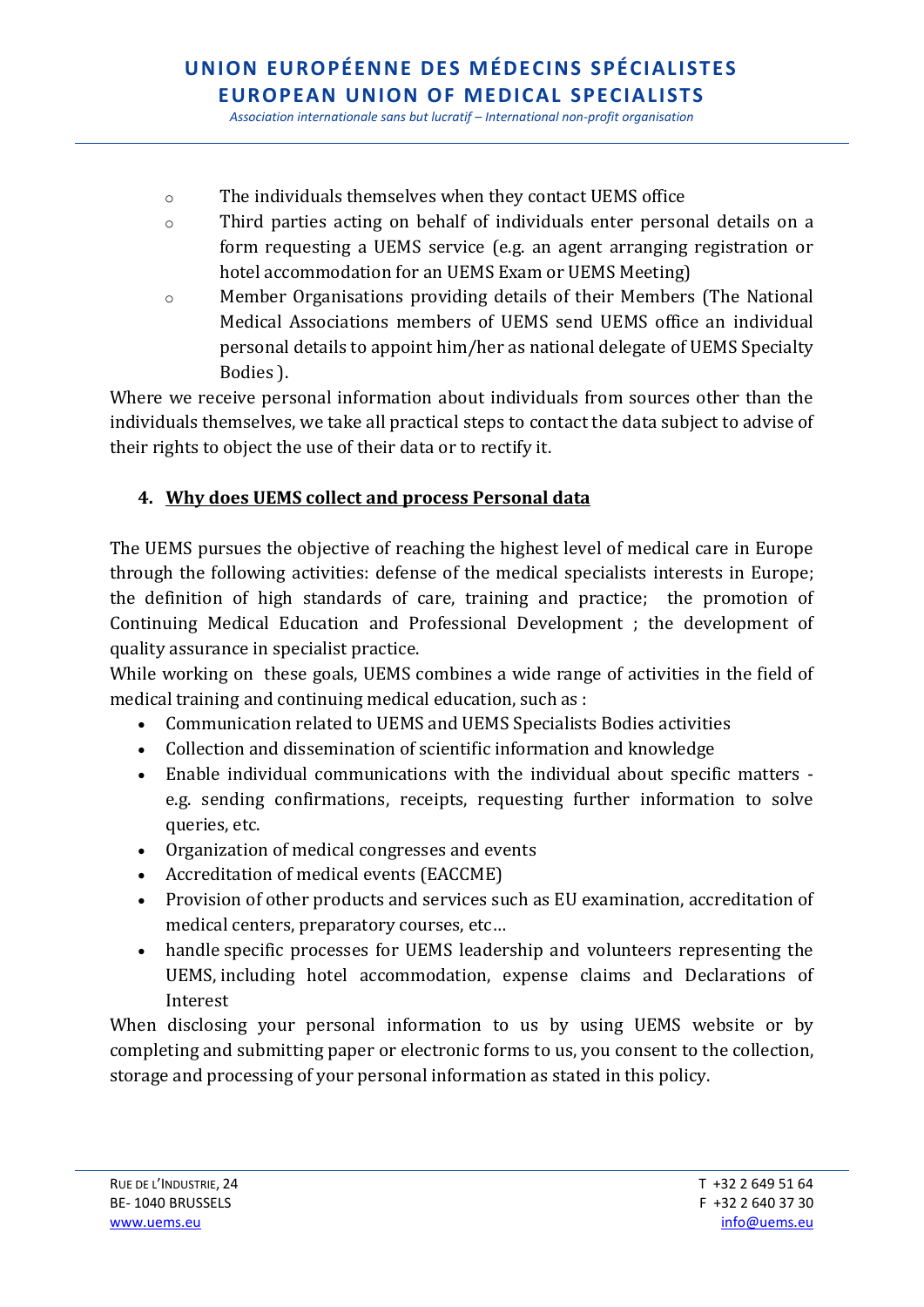- The individuals themselves when they contact UEMS office
- Third parties acting on behalf of individuals enter personal details on a form requesting a UEMS service (e.g. an agent arranging registration or hotel accommodation for an UEMS Exam or UEMS Meeting)
- Member Organisations providing details of their Members (The National Medical Associations members of UEMS send UEMS office an individual personal details to appoint him/her as national delegate of UEMS Specialty Bodies ).

Where we receive personal information about individuals from sources other than the individuals themselves, we take all practical steps to contact the data subject to advise of their rights to object the use of their data or to rectify it.

## 4. **<u>Why does UEMS collect and process Personal data</u>**

The UEMS pursues the objective of reaching the highest level of medical care in Europe through the following activities: defense of the medical specialists interests in Europe; the definition of high standards of care, training and practice; the promotion of Continuing Medical Education and Professional Development ; the development of quality assurance in specialist practice.

While working on these goals, UEMS combines a wide range of activities in the field of medical training and continuing medical education, such as :

- Communication related to UEMS and UEMS Specialists Bodies activities
- Collection and dissemination of scientific information and knowledge
- Enable individual communications with the individual about specific matters - e.g. sending confirmations, receipts, requesting further information to solve queries, etc.
- Organization of medical congresses and events
- Accreditation of medical events (EACCME)
- Provision of other products and services such as EU examination, accreditation of medical centers, preparatory courses, etc…
- handle specific processes for UEMS leadership and volunteers representing the UEMS, including hotel accommodation, expense claims and Declarations of Interest

When disclosing your personal information to us by using UEMS website or by completing and submitting paper or electronic forms to us, you consent to the collection, storage and processing of your personal information as stated in this policy.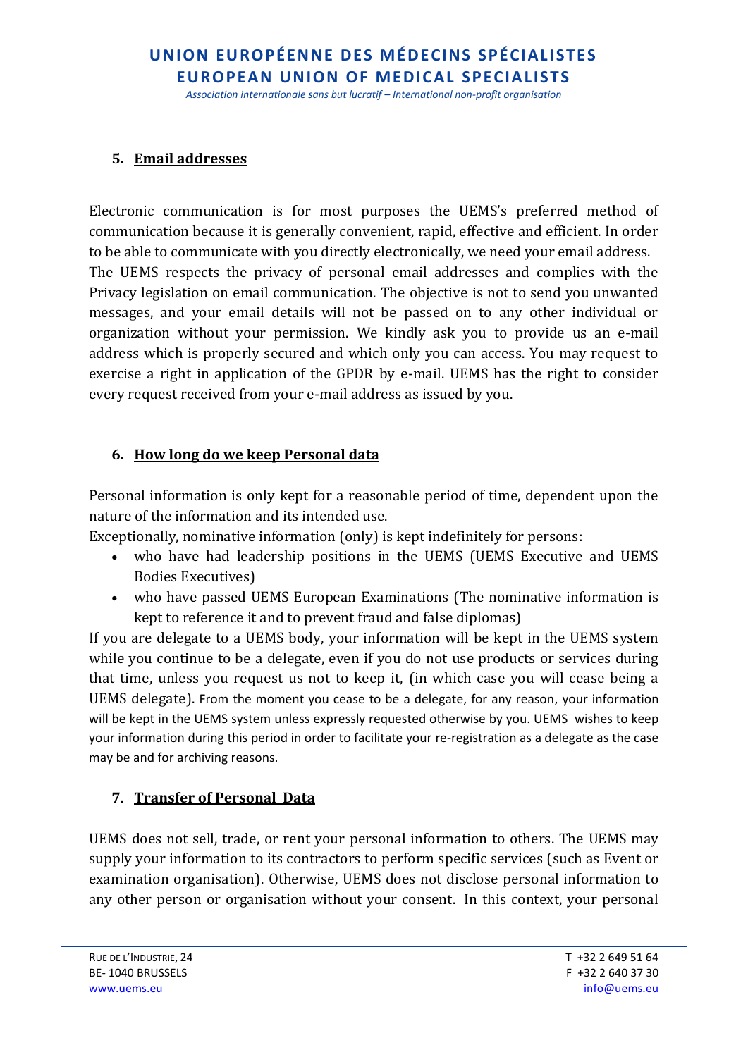## 5. Email addresses

Electronic communication is for most purposes the UEMS's preferred method of communication because it is generally convenient, rapid, effective and efficient. In order to be able to communicate with you directly electronically, we need your email address. The UEMS respects the privacy of personal email addresses and complies with the Privacy legislation on email communication. The objective is not to send you unwanted messages, and your email details will not be passed on to any other individual or organization without your permission. We kindly ask you to provide us an e-mail address which is properly secured and which only you can access. You may request to exercise a right in application of the GPDR by e-mail. UEMS has the right to consider every request received from your e-mail address as issued by you.

## 6. How long do we keep Personal data

Personal information is only kept for a reasonable period of time, dependent upon the nature of the information and its intended use.
Exceptionally, nominative information (only) is kept indefinitely for persons:

- who have had leadership positions in the UEMS (UEMS Executive and UEMS Bodies Executives)
- who have passed UEMS European Examinations (The nominative information is kept to reference it and to prevent fraud and false diplomas)

If you are delegate to a UEMS body, your information will be kept in the UEMS system while you continue to be a delegate, even if you do not use products or services during that time, unless you request us not to keep it, (in which case you will cease being a UEMS delegate). From the moment you cease to be a delegate, for any reason, your information will be kept in the UEMS system unless expressly requested otherwise by you. UEMS wishes to keep your information during this period in order to facilitate your re-registration as a delegate as the case may be and for archiving reasons.

## 7. Transfer of Personal Data

UEMS does not sell, trade, or rent your personal information to others. The UEMS may supply your information to its contractors to perform specific services (such as Event or examination organisation). Otherwise, UEMS does not disclose personal information to any other person or organisation without your consent. In this context, your personal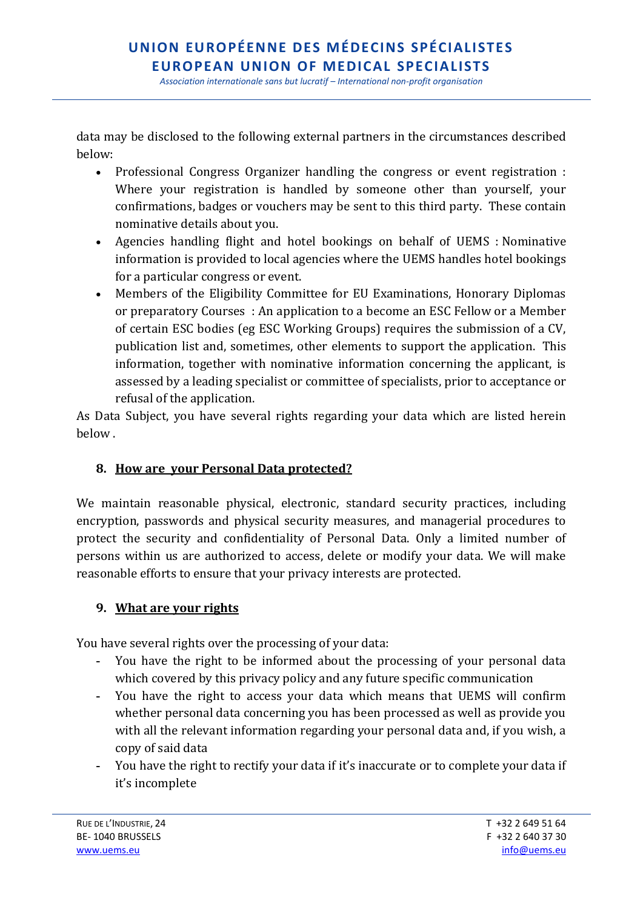data may be disclosed to the following external partners in the circumstances described below:

- Professional Congress Organizer handling the congress or event registration : Where your registration is handled by someone other than yourself, your confirmations, badges or vouchers may be sent to this third party. These contain nominative details about you.
- Agencies handling flight and hotel bookings on behalf of UEMS : Nominative information is provided to local agencies where the UEMS handles hotel bookings for a particular congress or event.
- Members of the Eligibility Committee for EU Examinations, Honorary Diplomas or preparatory Courses : An application to a become an ESC Fellow or a Member of certain ESC bodies (eg ESC Working Groups) requires the submission of a CV, publication list and, sometimes, other elements to support the application. This information, together with nominative information concerning the applicant, is assessed by a leading specialist or committee of specialists, prior to acceptance or refusal of the application.

As Data Subject, you have several rights regarding your data which are listed herein below .

## 8. How are your Personal Data protected?

We maintain reasonable physical, electronic, standard security practices, including encryption, passwords and physical security measures, and managerial procedures to protect the security and confidentiality of Personal Data. Only a limited number of persons within us are authorized to access, delete or modify your data. We will make reasonable efforts to ensure that your privacy interests are protected.

## 9. What are your rights

You have several rights over the processing of your data:

- You have the right to be informed about the processing of your personal data which covered by this privacy policy and any future specific communication
- You have the right to access your data which means that UEMS will confirm whether personal data concerning you has been processed as well as provide you with all the relevant information regarding your personal data and, if you wish, a copy of said data
- You have the right to rectify your data if it's inaccurate or to complete your data if it's incomplete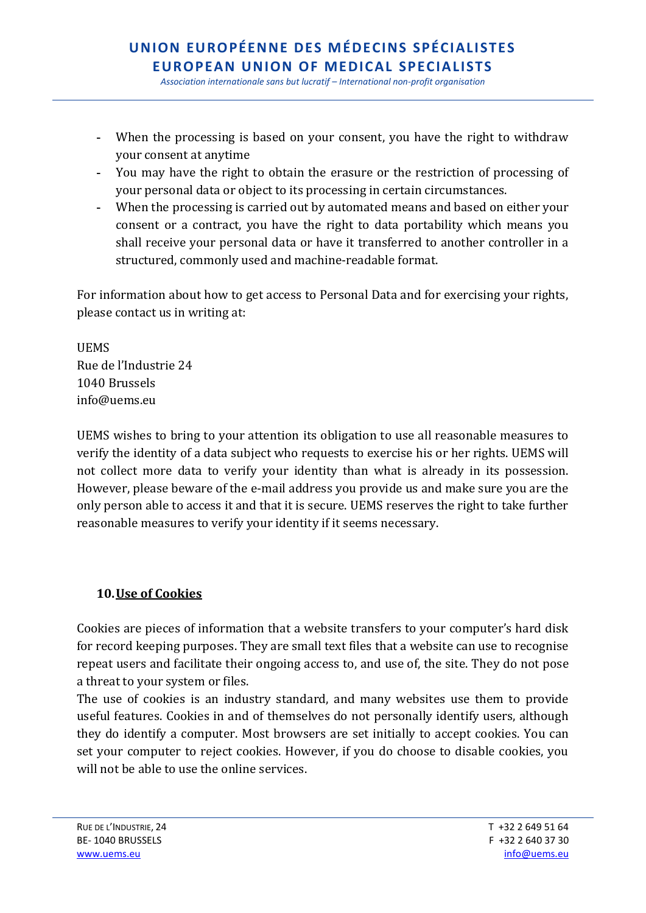- When the processing is based on your consent, you have the right to withdraw your consent at anytime
- You may have the right to obtain the erasure or the restriction of processing of your personal data or object to its processing in certain circumstances.
- When the processing is carried out by automated means and based on either your consent or a contract, you have the right to data portability which means you shall receive your personal data or have it transferred to another controller in a structured, commonly used and machine-readable format.

For information about how to get access to Personal Data and for exercising your rights, please contact us in writing at:

UEMS
Rue de l'Industrie 24
1040 Brussels
info@uems.eu

UEMS wishes to bring to your attention its obligation to use all reasonable measures to verify the identity of a data subject who requests to exercise his or her rights. UEMS will not collect more data to verify your identity than what is already in its possession. However, please beware of the e-mail address you provide us and make sure you are the only person able to access it and that it is secure. UEMS reserves the right to take further reasonable measures to verify your identity if it seems necessary.

## 10. Use of Cookies

Cookies are pieces of information that a website transfers to your computer's hard disk for record keeping purposes. They are small text files that a website can use to recognise repeat users and facilitate their ongoing access to, and use of, the site. They do not pose a threat to your system or files.
The use of cookies is an industry standard, and many websites use them to provide useful features. Cookies in and of themselves do not personally identify users, although they do identify a computer. Most browsers are set initially to accept cookies. You can set your computer to reject cookies. However, if you do choose to disable cookies, you will not be able to use the online services.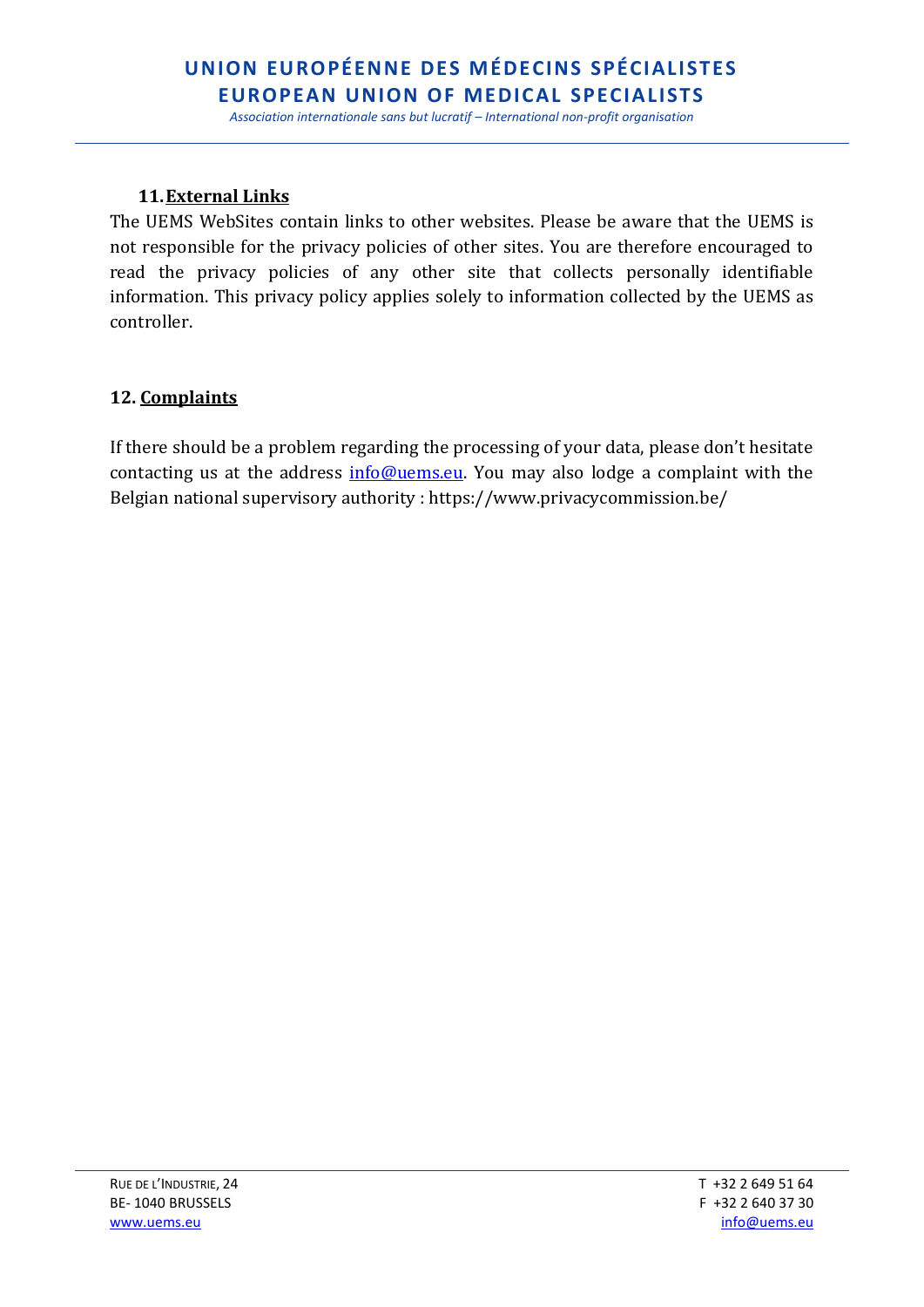## 11. External Links

The UEMS WebSites contain links to other websites. Please be aware that the UEMS is not responsible for the privacy policies of other sites. You are therefore encouraged to read the privacy policies of any other site that collects personally identifiable information. This privacy policy applies solely to information collected by the UEMS as controller.

## 12. Complaints

If there should be a problem regarding the processing of your data, please don't hesitate contacting us at the address info@uems.eu. You may also lodge a complaint with the Belgian national supervisory authority : https://www.privacycommission.be/